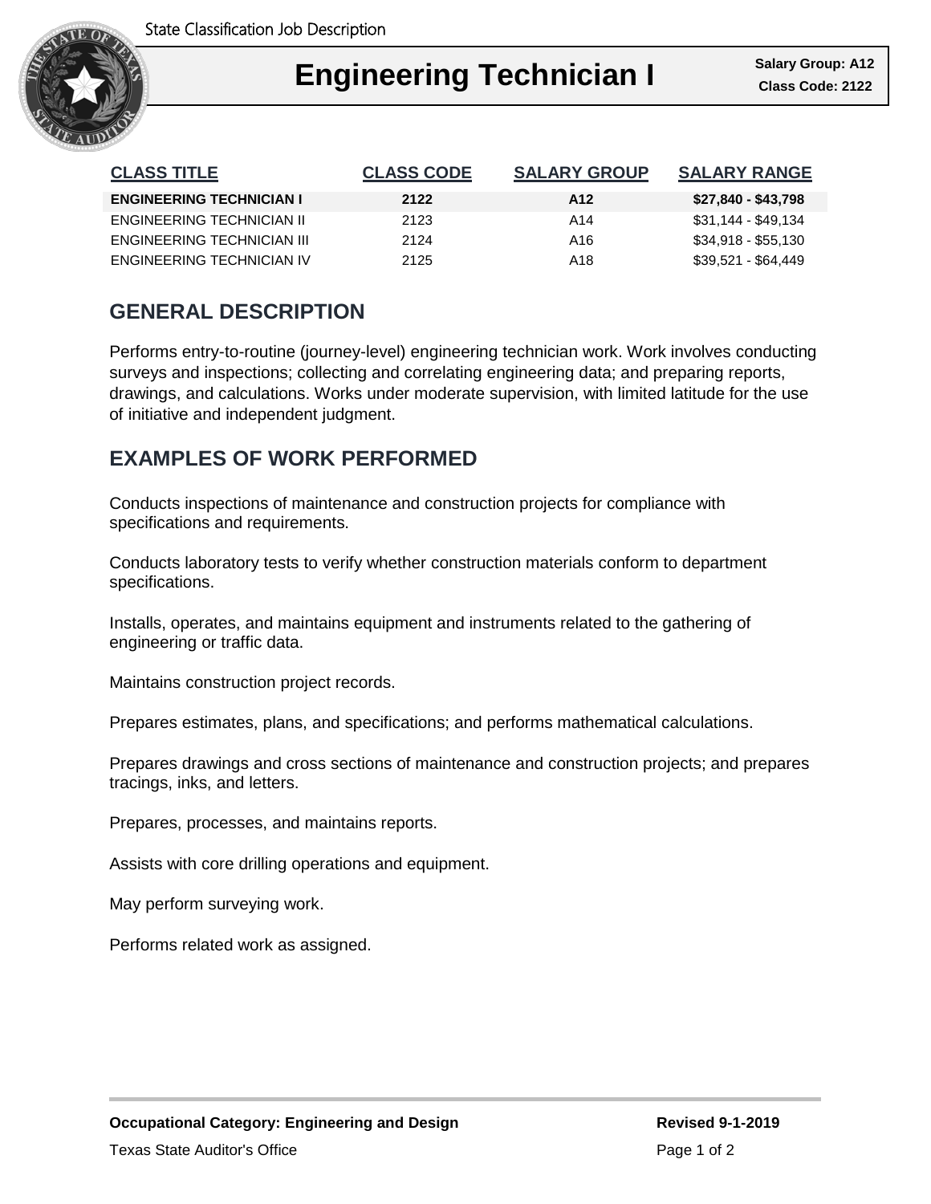State Classification Job Description

# Engineering Technician I

**Salary Group: A12**
**Class Code: 2122**

| CLASS TITLE | CLASS CODE | SALARY GROUP | SALARY RANGE |
|---|---|---|---|
| **ENGINEERING TECHNICIAN I** | **2122** | **A12** | **$27,840 - $43,798** |
| ENGINEERING TECHNICIAN II | 2123 | A14 | $31,144 - $49,134 |
| ENGINEERING TECHNICIAN III | 2124 | A16 | $34,918 - $55,130 |
| ENGINEERING TECHNICIAN IV | 2125 | A18 | $39,521 - $64,449 |

## GENERAL DESCRIPTION

Performs entry-to-routine (journey-level) engineering technician work. Work involves conducting surveys and inspections; collecting and correlating engineering data; and preparing reports, drawings, and calculations. Works under moderate supervision, with limited latitude for the use of initiative and independent judgment.

## EXAMPLES OF WORK PERFORMED

Conducts inspections of maintenance and construction projects for compliance with specifications and requirements.

Conducts laboratory tests to verify whether construction materials conform to department specifications.

Installs, operates, and maintains equipment and instruments related to the gathering of engineering or traffic data.

Maintains construction project records.

Prepares estimates, plans, and specifications; and performs mathematical calculations.

Prepares drawings and cross sections of maintenance and construction projects; and prepares tracings, inks, and letters.

Prepares, processes, and maintains reports.

Assists with core drilling operations and equipment.

May perform surveying work.

Performs related work as assigned.

**Occupational Category: Engineering and Design**

**Revised 9-1-2019**

Texas State Auditor's Office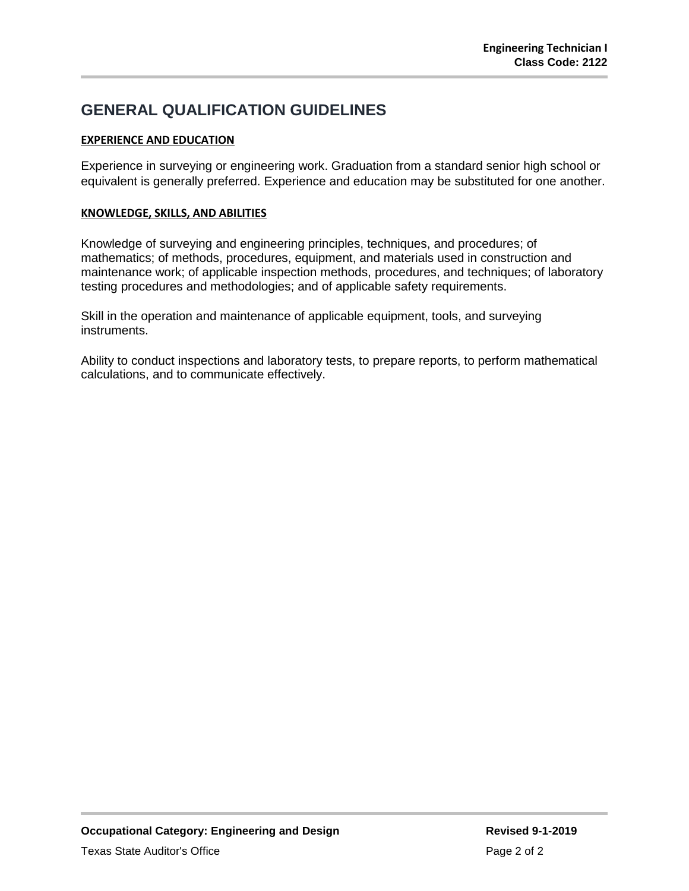# GENERAL QUALIFICATION GUIDELINES

## EXPERIENCE AND EDUCATION

Experience in surveying or engineering work. Graduation from a standard senior high school or equivalent is generally preferred. Experience and education may be substituted for one another.

## KNOWLEDGE, SKILLS, AND ABILITIES

Knowledge of surveying and engineering principles, techniques, and procedures; of mathematics; of methods, procedures, equipment, and materials used in construction and maintenance work; of applicable inspection methods, procedures, and techniques; of laboratory testing procedures and methodologies; and of applicable safety requirements.

Skill in the operation and maintenance of applicable equipment, tools, and surveying instruments.

Ability to conduct inspections and laboratory tests, to prepare reports, to perform mathematical calculations, and to communicate effectively.